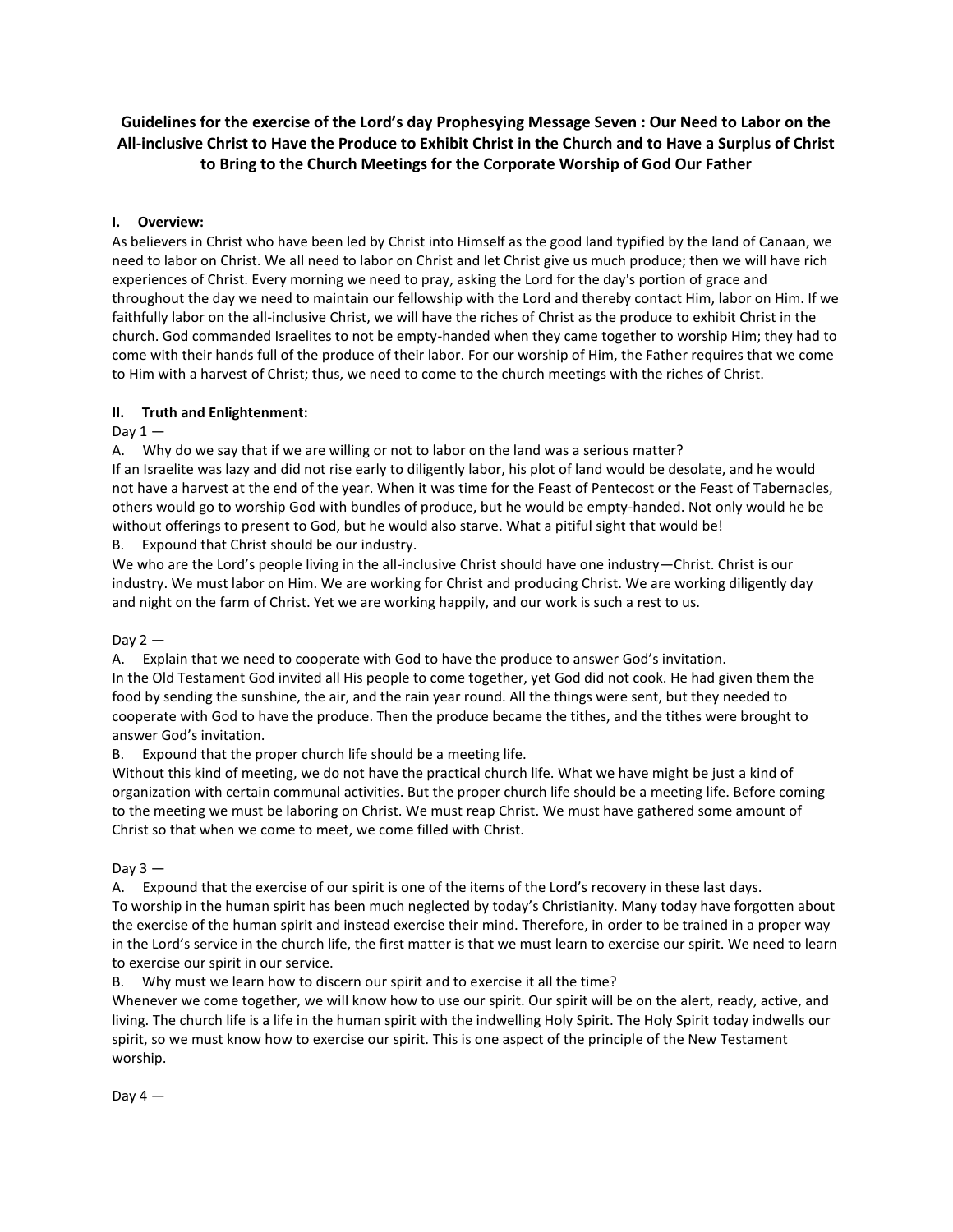# Guidelines for the exercise of the Lord's day Prophesying Message Seven : Our Need to Labor on the All-inclusive Christ to Have the Produce to Exhibit Christ in the Church and to Have a Surplus of Christ to Bring to the Church Meetings for the Corporate Worship of God Our Father

## I. Overview:

As believers in Christ who have been led by Christ into Himself as the good land typified by the land of Canaan, we need to labor on Christ. We all need to labor on Christ and let Christ give us much produce; then we will have rich experiences of Christ. Every morning we need to pray, asking the Lord for the day's portion of grace and throughout the day we need to maintain our fellowship with the Lord and thereby contact Him, labor on Him. If we faithfully labor on the all-inclusive Christ, we will have the riches of Christ as the produce to exhibit Christ in the church. God commanded Israelites to not be empty-handed when they came together to worship Him; they had to come with their hands full of the produce of their labor. For our worship of Him, the Father requires that we come to Him with a harvest of Christ; thus, we need to come to the church meetings with the riches of Christ.

## II. Truth and Enlightenment:

Day 1 —

A. Why do we say that if we are willing or not to labor on the land was a serious matter?

If an Israelite was lazy and did not rise early to diligently labor, his plot of land would be desolate, and he would not have a harvest at the end of the year. When it was time for the Feast of Pentecost or the Feast of Tabernacles, others would go to worship God with bundles of produce, but he would be empty-handed. Not only would he be without offerings to present to God, but he would also starve. What a pitiful sight that would be!

B. Expound that Christ should be our industry.

We who are the Lord's people living in the all-inclusive Christ should have one industry—Christ. Christ is our industry. We must labor on Him. We are working for Christ and producing Christ. We are working diligently day and night on the farm of Christ. Yet we are working happily, and our work is such a rest to us.

Day 2 —

A. Explain that we need to cooperate with God to have the produce to answer God's invitation.

In the Old Testament God invited all His people to come together, yet God did not cook. He had given them the food by sending the sunshine, the air, and the rain year round. All the things were sent, but they needed to cooperate with God to have the produce. Then the produce became the tithes, and the tithes were brought to answer God's invitation.

B. Expound that the proper church life should be a meeting life.

Without this kind of meeting, we do not have the practical church life. What we have might be just a kind of organization with certain communal activities. But the proper church life should be a meeting life. Before coming to the meeting we must be laboring on Christ. We must reap Christ. We must have gathered some amount of Christ so that when we come to meet, we come filled with Christ.

Day 3 —

A. Expound that the exercise of our spirit is one of the items of the Lord's recovery in these last days.

To worship in the human spirit has been much neglected by today's Christianity. Many today have forgotten about the exercise of the human spirit and instead exercise their mind. Therefore, in order to be trained in a proper way in the Lord's service in the church life, the first matter is that we must learn to exercise our spirit. We need to learn to exercise our spirit in our service.

B. Why must we learn how to discern our spirit and to exercise it all the time?

Whenever we come together, we will know how to use our spirit. Our spirit will be on the alert, ready, active, and living. The church life is a life in the human spirit with the indwelling Holy Spirit. The Holy Spirit today indwells our spirit, so we must know how to exercise our spirit. This is one aspect of the principle of the New Testament worship.

Day 4 —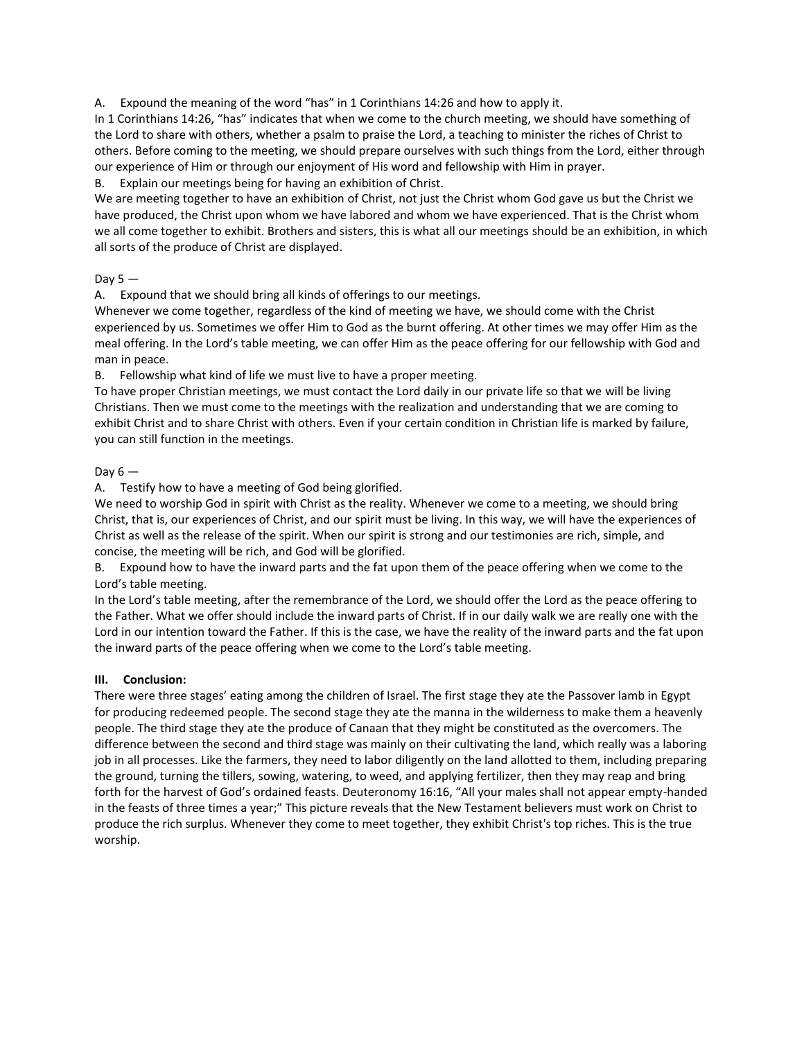A. Expound the meaning of the word "has" in 1 Corinthians 14:26 and how to apply it.

In 1 Corinthians 14:26, "has" indicates that when we come to the church meeting, we should have something of the Lord to share with others, whether a psalm to praise the Lord, a teaching to minister the riches of Christ to others. Before coming to the meeting, we should prepare ourselves with such things from the Lord, either through our experience of Him or through our enjoyment of His word and fellowship with Him in prayer.

B. Explain our meetings being for having an exhibition of Christ.

We are meeting together to have an exhibition of Christ, not just the Christ whom God gave us but the Christ we have produced, the Christ upon whom we have labored and whom we have experienced. That is the Christ whom we all come together to exhibit. Brothers and sisters, this is what all our meetings should be an exhibition, in which all sorts of the produce of Christ are displayed.

Day 5 —

A. Expound that we should bring all kinds of offerings to our meetings.

Whenever we come together, regardless of the kind of meeting we have, we should come with the Christ experienced by us. Sometimes we offer Him to God as the burnt offering. At other times we may offer Him as the meal offering. In the Lord's table meeting, we can offer Him as the peace offering for our fellowship with God and man in peace.

B. Fellowship what kind of life we must live to have a proper meeting.

To have proper Christian meetings, we must contact the Lord daily in our private life so that we will be living Christians. Then we must come to the meetings with the realization and understanding that we are coming to exhibit Christ and to share Christ with others. Even if your certain condition in Christian life is marked by failure, you can still function in the meetings.

Day 6 —

A. Testify how to have a meeting of God being glorified.

We need to worship God in spirit with Christ as the reality. Whenever we come to a meeting, we should bring Christ, that is, our experiences of Christ, and our spirit must be living. In this way, we will have the experiences of Christ as well as the release of the spirit. When our spirit is strong and our testimonies are rich, simple, and concise, the meeting will be rich, and God will be glorified.

B. Expound how to have the inward parts and the fat upon them of the peace offering when we come to the Lord's table meeting.

In the Lord's table meeting, after the remembrance of the Lord, we should offer the Lord as the peace offering to the Father. What we offer should include the inward parts of Christ. If in our daily walk we are really one with the Lord in our intention toward the Father. If this is the case, we have the reality of the inward parts and the fat upon the inward parts of the peace offering when we come to the Lord's table meeting.

**III. Conclusion:**

There were three stages' eating among the children of Israel. The first stage they ate the Passover lamb in Egypt for producing redeemed people. The second stage they ate the manna in the wilderness to make them a heavenly people. The third stage they ate the produce of Canaan that they might be constituted as the overcomers. The difference between the second and third stage was mainly on their cultivating the land, which really was a laboring job in all processes. Like the farmers, they need to labor diligently on the land allotted to them, including preparing the ground, turning the tillers, sowing, watering, to weed, and applying fertilizer, then they may reap and bring forth for the harvest of God's ordained feasts. Deuteronomy 16:16, "All your males shall not appear empty-handed in the feasts of three times a year;" This picture reveals that the New Testament believers must work on Christ to produce the rich surplus. Whenever they come to meet together, they exhibit Christ's top riches. This is the true worship.